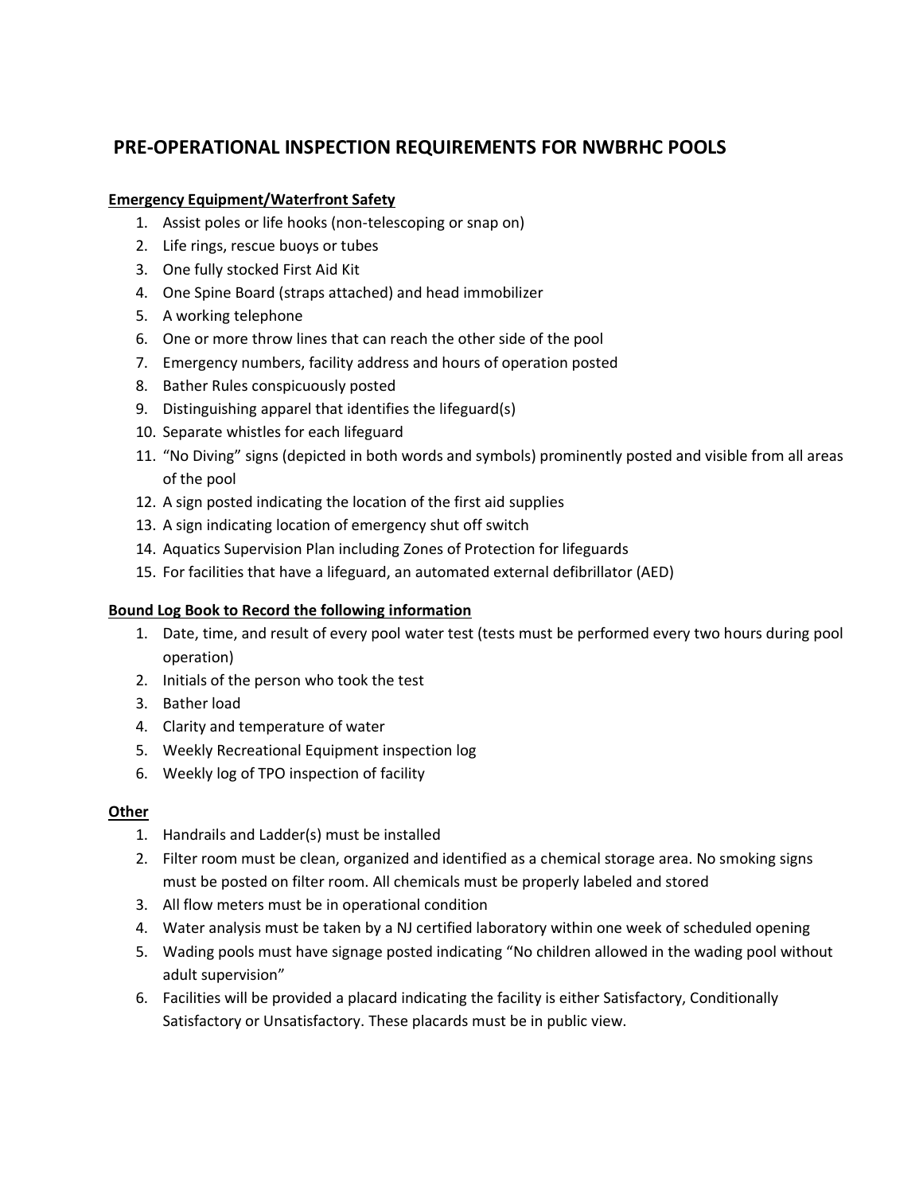# PRE-OPERATIONAL INSPECTION REQUIREMENTS FOR NWBRHC POOLS

**Emergency Equipment/Waterfront Safety**

1. Assist poles or life hooks (non-telescoping or snap on)
2. Life rings, rescue buoys or tubes
3. One fully stocked First Aid Kit
4. One Spine Board (straps attached) and head immobilizer
5. A working telephone
6. One or more throw lines that can reach the other side of the pool
7. Emergency numbers, facility address and hours of operation posted
8. Bather Rules conspicuously posted
9. Distinguishing apparel that identifies the lifeguard(s)
10. Separate whistles for each lifeguard
11. "No Diving" signs (depicted in both words and symbols) prominently posted and visible from all areas of the pool
12. A sign posted indicating the location of the first aid supplies
13. A sign indicating location of emergency shut off switch
14. Aquatics Supervision Plan including Zones of Protection for lifeguards
15. For facilities that have a lifeguard, an automated external defibrillator (AED)

**Bound Log Book to Record the following information**

1. Date, time, and result of every pool water test (tests must be performed every two hours during pool operation)
2. Initials of the person who took the test
3. Bather load
4. Clarity and temperature of water
5. Weekly Recreational Equipment inspection log
6. Weekly log of TPO inspection of facility

**Other**

1. Handrails and Ladder(s) must be installed
2. Filter room must be clean, organized and identified as a chemical storage area. No smoking signs must be posted on filter room. All chemicals must be properly labeled and stored
3. All flow meters must be in operational condition
4. Water analysis must be taken by a NJ certified laboratory within one week of scheduled opening
5. Wading pools must have signage posted indicating "No children allowed in the wading pool without adult supervision"
6. Facilities will be provided a placard indicating the facility is either Satisfactory, Conditionally Satisfactory or Unsatisfactory. These placards must be in public view.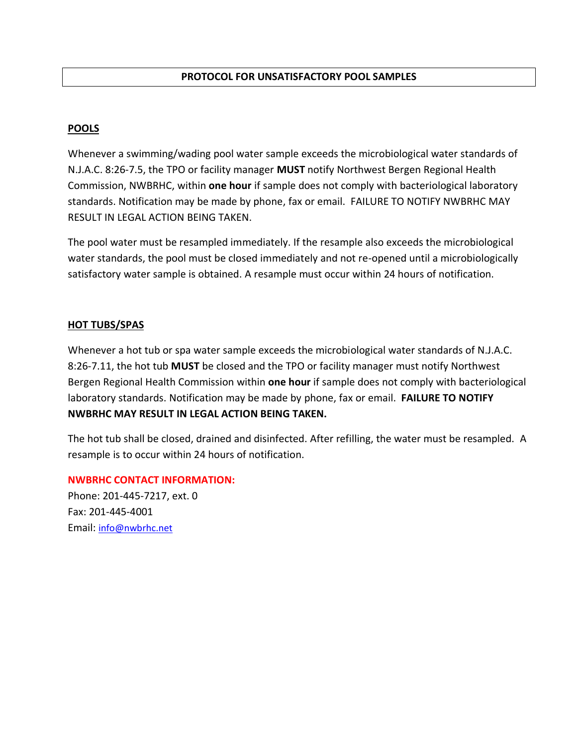# PROTOCOL FOR UNSATISFACTORY POOL SAMPLES

## POOLS

Whenever a swimming/wading pool water sample exceeds the microbiological water standards of N.J.A.C. 8:26-7.5, the TPO or facility manager **MUST** notify Northwest Bergen Regional Health Commission, NWBRHC, within **one hour** if sample does not comply with bacteriological laboratory standards. Notification may be made by phone, fax or email. FAILURE TO NOTIFY NWBRHC MAY RESULT IN LEGAL ACTION BEING TAKEN.

The pool water must be resampled immediately. If the resample also exceeds the microbiological water standards, the pool must be closed immediately and not re-opened until a microbiologically satisfactory water sample is obtained. A resample must occur within 24 hours of notification.

## HOT TUBS/SPAS

Whenever a hot tub or spa water sample exceeds the microbiological water standards of N.J.A.C. 8:26-7.11, the hot tub **MUST** be closed and the TPO or facility manager must notify Northwest Bergen Regional Health Commission within **one hour** if sample does not comply with bacteriological laboratory standards. Notification may be made by phone, fax or email. **FAILURE TO NOTIFY NWBRHC MAY RESULT IN LEGAL ACTION BEING TAKEN.**

The hot tub shall be closed, drained and disinfected. After refilling, the water must be resampled. A resample is to occur within 24 hours of notification.

**NWBRHC CONTACT INFORMATION:**

Phone: 201-445-7217, ext. 0
Fax: 201-445-4001
Email: info@nwbrhc.net